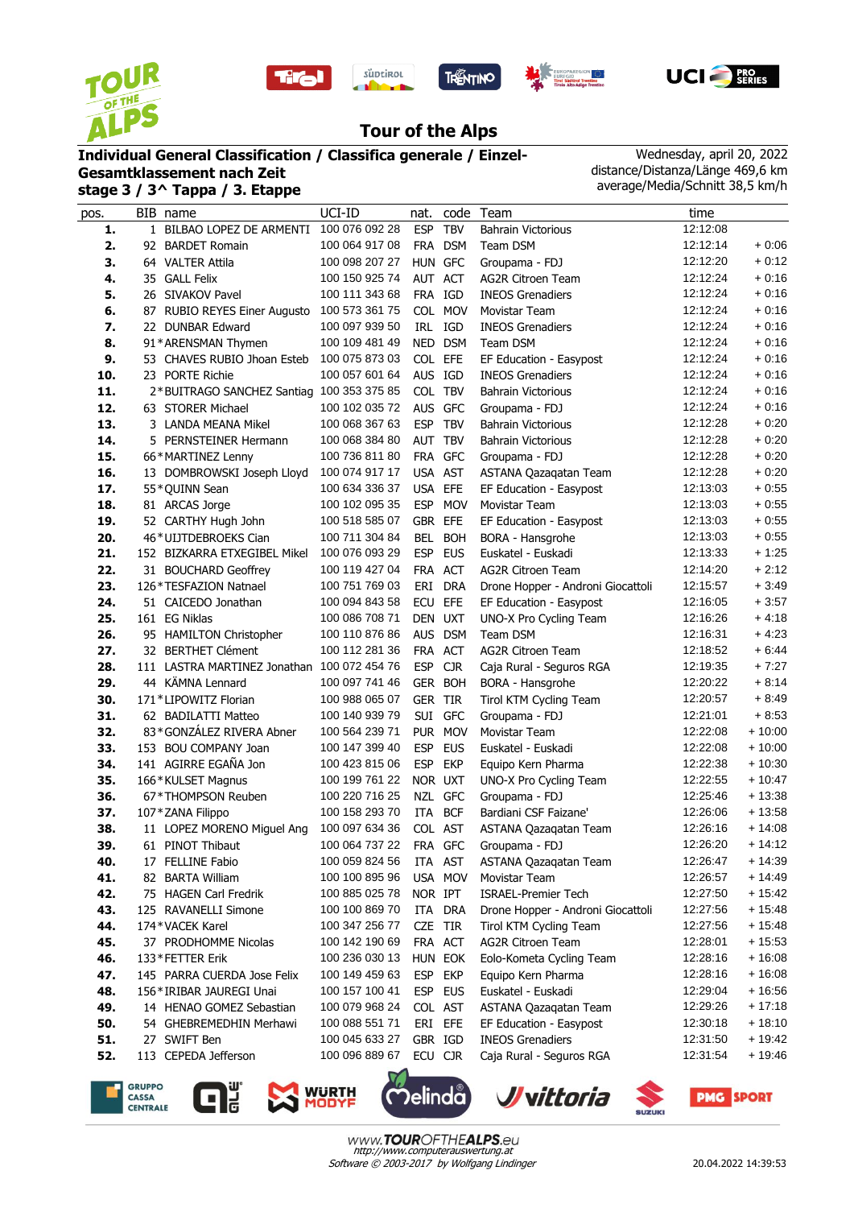# Tour of the Alps

**Individual General Classification / Classifica generale / Einzel-Gesamtklassement nach Zeit**
**stage 3 / 3^ Tappa / 3. Etappe**

Wednesday, april 20, 2022
distance/Distanza/Länge 469,6 km
average/Media/Schnitt 38,5 km/h

| pos. | BIB | name | UCI-ID | nat. | code | Team | time | |
|---|---|---|---|---|---|---|---|---|
| 1. | 1 | BILBAO LOPEZ DE ARMENTI | 100 076 092 28 | ESP | TBV | Bahrain Victorious | 12:12:08 | |
| 2. | 92 | BARDET Romain | 100 064 917 08 | FRA | DSM | Team DSM | 12:12:14 | + 0:06 |
| 3. | 64 | VALTER Attila | 100 098 207 27 | HUN | GFC | Groupama - FDJ | 12:12:20 | + 0:12 |
| 4. | 35 | GALL Felix | 100 150 925 74 | AUT | ACT | AG2R Citroen Team | 12:12:24 | + 0:16 |
| 5. | 26 | SIVAKOV Pavel | 100 111 343 68 | FRA | IGD | INEOS Grenadiers | 12:12:24 | + 0:16 |
| 6. | 87 | RUBIO REYES Einer Augusto | 100 573 361 75 | COL | MOV | Movistar Team | 12:12:24 | + 0:16 |
| 7. | 22 | DUNBAR Edward | 100 097 939 50 | IRL | IGD | INEOS Grenadiers | 12:12:24 | + 0:16 |
| 8. | 91 | *ARENSMAN Thymen | 100 109 481 49 | NED | DSM | Team DSM | 12:12:24 | + 0:16 |
| 9. | 53 | CHAVES RUBIO Jhoan Esteb | 100 075 873 03 | COL | EFE | EF Education - Easypost | 12:12:24 | + 0:16 |
| 10. | 23 | PORTE Richie | 100 057 601 64 | AUS | IGD | INEOS Grenadiers | 12:12:24 | + 0:16 |
| 11. | 2 | *BUITRAGO SANCHEZ Santiag | 100 353 375 85 | COL | TBV | Bahrain Victorious | 12:12:24 | + 0:16 |
| 12. | 63 | STORER Michael | 100 102 035 72 | AUS | GFC | Groupama - FDJ | 12:12:24 | + 0:16 |
| 13. | 3 | LANDA MEANA Mikel | 100 068 367 63 | ESP | TBV | Bahrain Victorious | 12:12:28 | + 0:20 |
| 14. | 5 | PERNSTEINER Hermann | 100 068 384 80 | AUT | TBV | Bahrain Victorious | 12:12:28 | + 0:20 |
| 15. | 66 | *MARTINEZ Lenny | 100 736 811 80 | FRA | GFC | Groupama - FDJ | 12:12:28 | + 0:20 |
| 16. | 13 | DOMBROWSKI Joseph Lloyd | 100 074 917 17 | USA | AST | ASTANA Qazaqatan Team | 12:12:28 | + 0:20 |
| 17. | 55 | *QUINN Sean | 100 634 336 37 | USA | EFE | EF Education - Easypost | 12:13:03 | + 0:55 |
| 18. | 81 | ARCAS Jorge | 100 102 095 35 | ESP | MOV | Movistar Team | 12:13:03 | + 0:55 |
| 19. | 52 | CARTHY Hugh John | 100 518 585 07 | GBR | EFE | EF Education - Easypost | 12:13:03 | + 0:55 |
| 20. | 46 | *UIJTDEBROEKS Cian | 100 711 304 84 | BEL | BOH | BORA - Hansgrohe | 12:13:03 | + 0:55 |
| 21. | 152 | BIZKARRA ETXEGIBEL Mikel | 100 076 093 29 | ESP | EUS | Euskatel - Euskadi | 12:13:33 | + 1:25 |
| 22. | 31 | BOUCHARD Geoffrey | 100 119 427 04 | FRA | ACT | AG2R Citroen Team | 12:14:20 | + 2:12 |
| 23. | 126 | *TESFAZION Natnael | 100 751 769 03 | ERI | DRA | Drone Hopper - Androni Giocattoli | 12:15:57 | + 3:49 |
| 24. | 51 | CAICEDO Jonathan | 100 094 843 58 | ECU | EFE | EF Education - Easypost | 12:16:05 | + 3:57 |
| 25. | 161 | EG Niklas | 100 086 708 71 | DEN | UXT | UNO-X Pro Cycling Team | 12:16:26 | + 4:18 |
| 26. | 95 | HAMILTON Christopher | 100 110 876 86 | AUS | DSM | Team DSM | 12:16:31 | + 4:23 |
| 27. | 32 | BERTHET Clément | 100 112 281 36 | FRA | ACT | AG2R Citroen Team | 12:18:52 | + 6:44 |
| 28. | 111 | LASTRA MARTINEZ Jonathan | 100 072 454 76 | ESP | CJR | Caja Rural - Seguros RGA | 12:19:35 | + 7:27 |
| 29. | 44 | KÄMNA Lennard | 100 097 741 46 | GER | BOH | BORA - Hansgrohe | 12:20:22 | + 8:14 |
| 30. | 171 | *LIPOWITZ Florian | 100 988 065 07 | GER | TIR | Tirol KTM Cycling Team | 12:20:57 | + 8:49 |
| 31. | 62 | BADILATTI Matteo | 100 140 939 79 | SUI | GFC | Groupama - FDJ | 12:21:01 | + 8:53 |
| 32. | 83 | *GONZÁLEZ RIVERA Abner | 100 564 239 71 | PUR | MOV | Movistar Team | 12:22:08 | + 10:00 |
| 33. | 153 | BOU COMPANY Joan | 100 147 399 40 | ESP | EUS | Euskatel - Euskadi | 12:22:08 | + 10:00 |
| 34. | 141 | AGIRRE EGAÑA Jon | 100 423 815 06 | ESP | EKP | Equipo Kern Pharma | 12:22:38 | + 10:30 |
| 35. | 166 | *KULSET Magnus | 100 199 761 22 | NOR | UXT | UNO-X Pro Cycling Team | 12:22:55 | + 10:47 |
| 36. | 67 | *THOMPSON Reuben | 100 220 716 25 | NZL | GFC | Groupama - FDJ | 12:25:46 | + 13:38 |
| 37. | 107 | *ZANA Filippo | 100 158 293 70 | ITA | BCF | Bardiani CSF Faizane' | 12:26:06 | + 13:58 |
| 38. | 11 | LOPEZ MORENO Miguel Ang | 100 097 634 36 | COL | AST | ASTANA Qazaqatan Team | 12:26:16 | + 14:08 |
| 39. | 61 | PINOT Thibaut | 100 064 737 22 | FRA | GFC | Groupama - FDJ | 12:26:20 | + 14:12 |
| 40. | 17 | FELLINE Fabio | 100 059 824 56 | ITA | AST | ASTANA Qazaqatan Team | 12:26:47 | + 14:39 |
| 41. | 82 | BARTA William | 100 100 895 96 | USA | MOV | Movistar Team | 12:26:57 | + 14:49 |
| 42. | 75 | HAGEN Carl Fredrik | 100 885 025 78 | NOR | IPT | ISRAEL-Premier Tech | 12:27:50 | + 15:42 |
| 43. | 125 | RAVANELLI Simone | 100 100 869 70 | ITA | DRA | Drone Hopper - Androni Giocattoli | 12:27:56 | + 15:48 |
| 44. | 174 | *VACEK Karel | 100 347 256 77 | CZE | TIR | Tirol KTM Cycling Team | 12:27:56 | + 15:48 |
| 45. | 37 | PRODHOMME Nicolas | 100 142 190 69 | FRA | ACT | AG2R Citroen Team | 12:28:01 | + 15:53 |
| 46. | 133 | *FETTER Erik | 100 236 030 13 | HUN | EOK | Eolo-Kometa Cycling Team | 12:28:16 | + 16:08 |
| 47. | 145 | PARRA CUERDA Jose Felix | 100 149 459 63 | ESP | EKP | Equipo Kern Pharma | 12:28:16 | + 16:08 |
| 48. | 156 | *IRIBAR JAUREGI Unai | 100 157 100 41 | ESP | EUS | Euskatel - Euskadi | 12:29:04 | + 16:56 |
| 49. | 14 | HENAO GOMEZ Sebastian | 100 079 968 24 | COL | AST | ASTANA Qazaqatan Team | 12:29:26 | + 17:18 |
| 50. | 54 | GHEBREMEDHIN Merhawi | 100 088 551 71 | ERI | EFE | EF Education - Easypost | 12:30:18 | + 18:10 |
| 51. | 27 | SWIFT Ben | 100 045 633 27 | GBR | IGD | INEOS Grenadiers | 12:31:50 | + 19:42 |
| 52. | 113 | CEPEDA Jefferson | 100 096 889 67 | ECU | CJR | Caja Rural - Seguros RGA | 12:31:54 | + 19:46 |

www.TOUROFTHEALPS.eu
http://www.computerauswertung.at
Software © 2003-2017 by Wolfgang Lindinger

20.04.2022 14:39:53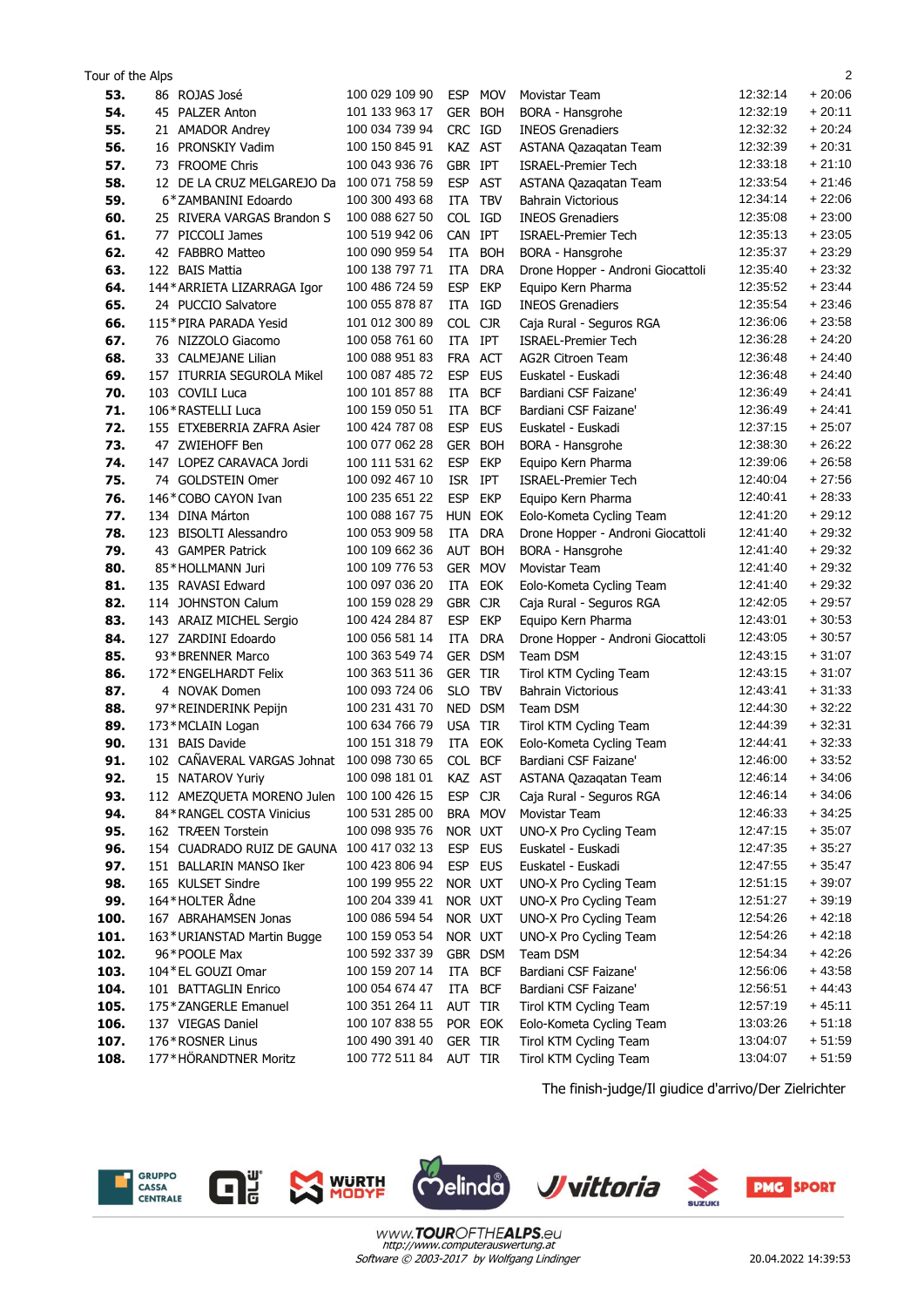| | | | | | | | | |
|---|---|---|---|---|---|---|---|---|
| 53. | 86 | ROJAS José | 100 029 109 90 | ESP | MOV | Movistar Team | 12:32:14 | + 20:06 |
| 54. | 45 | PALZER Anton | 101 133 963 17 | GER | BOH | BORA - Hansgrohe | 12:32:19 | + 20:11 |
| 55. | 21 | AMADOR Andrey | 100 034 739 94 | CRC | IGD | INEOS Grenadiers | 12:32:32 | + 20:24 |
| 56. | 16 | PRONSKIY Vadim | 100 150 845 91 | KAZ | AST | ASTANA Qazaqatan Team | 12:32:39 | + 20:31 |
| 57. | 73 | FROOME Chris | 100 043 936 76 | GBR | IPT | ISRAEL-Premier Tech | 12:33:18 | + 21:10 |
| 58. | 12 | DE LA CRUZ MELGAREJO Da | 100 071 758 59 | ESP | AST | ASTANA Qazaqatan Team | 12:33:54 | + 21:46 |
| 59. | 6* | ZAMBANINI Edoardo | 100 300 493 68 | ITA | TBV | Bahrain Victorious | 12:34:14 | + 22:06 |
| 60. | 25 | RIVERA VARGAS Brandon S | 100 088 627 50 | COL | IGD | INEOS Grenadiers | 12:35:08 | + 23:00 |
| 61. | 77 | PICCOLI James | 100 519 942 06 | CAN | IPT | ISRAEL-Premier Tech | 12:35:13 | + 23:05 |
| 62. | 42 | FABBRO Matteo | 100 090 959 54 | ITA | BOH | BORA - Hansgrohe | 12:35:37 | + 23:29 |
| 63. | 122 | BAIS Mattia | 100 138 797 71 | ITA | DRA | Drone Hopper - Androni Giocattoli | 12:35:40 | + 23:32 |
| 64. | 144* | ARRIETA LIZARRAGA Igor | 100 486 724 59 | ESP | EKP | Equipo Kern Pharma | 12:35:52 | + 23:44 |
| 65. | 24 | PUCCIO Salvatore | 100 055 878 87 | ITA | IGD | INEOS Grenadiers | 12:35:54 | + 23:46 |
| 66. | 115* | PIRA PARADA Yesid | 101 012 300 89 | COL | CJR | Caja Rural - Seguros RGA | 12:36:06 | + 23:58 |
| 67. | 76 | NIZZOLO Giacomo | 100 058 761 60 | ITA | IPT | ISRAEL-Premier Tech | 12:36:28 | + 24:20 |
| 68. | 33 | CALMEJANE Lilian | 100 088 951 83 | FRA | ACT | AG2R Citroen Team | 12:36:48 | + 24:40 |
| 69. | 157 | ITURRIA SEGUROLA Mikel | 100 087 485 72 | ESP | EUS | Euskatel - Euskadi | 12:36:48 | + 24:40 |
| 70. | 103 | COVILI Luca | 100 101 857 88 | ITA | BCF | Bardiani CSF Faizane' | 12:36:49 | + 24:41 |
| 71. | 106* | RASTELLI Luca | 100 159 050 51 | ITA | BCF | Bardiani CSF Faizane' | 12:36:49 | + 24:41 |
| 72. | 155 | ETXEBERRIA ZAFRA Asier | 100 424 787 08 | ESP | EUS | Euskatel - Euskadi | 12:37:15 | + 25:07 |
| 73. | 47 | ZWIEHOFF Ben | 100 077 062 28 | GER | BOH | BORA - Hansgrohe | 12:38:30 | + 26:22 |
| 74. | 147 | LOPEZ CARAVACA Jordi | 100 111 531 62 | ESP | EKP | Equipo Kern Pharma | 12:39:06 | + 26:58 |
| 75. | 74 | GOLDSTEIN Omer | 100 092 467 10 | ISR | IPT | ISRAEL-Premier Tech | 12:40:04 | + 27:56 |
| 76. | 146* | COBO CAYON Ivan | 100 235 651 22 | ESP | EKP | Equipo Kern Pharma | 12:40:41 | + 28:33 |
| 77. | 134 | DINA Márton | 100 088 167 75 | HUN | EOK | Eolo-Kometa Cycling Team | 12:41:20 | + 29:12 |
| 78. | 123 | BISOLTI Alessandro | 100 053 909 58 | ITA | DRA | Drone Hopper - Androni Giocattoli | 12:41:40 | + 29:32 |
| 79. | 43 | GAMPER Patrick | 100 109 662 36 | AUT | BOH | BORA - Hansgrohe | 12:41:40 | + 29:32 |
| 80. | 85* | HOLLMANN Juri | 100 109 776 53 | GER | MOV | Movistar Team | 12:41:40 | + 29:32 |
| 81. | 135 | RAVASI Edward | 100 097 036 20 | ITA | EOK | Eolo-Kometa Cycling Team | 12:41:40 | + 29:32 |
| 82. | 114 | JOHNSTON Calum | 100 159 028 29 | GBR | CJR | Caja Rural - Seguros RGA | 12:42:05 | + 29:57 |
| 83. | 143 | ARAIZ MICHEL Sergio | 100 424 284 87 | ESP | EKP | Equipo Kern Pharma | 12:43:01 | + 30:53 |
| 84. | 127 | ZARDINI Edoardo | 100 056 581 14 | ITA | DRA | Drone Hopper - Androni Giocattoli | 12:43:05 | + 30:57 |
| 85. | 93* | BRENNER Marco | 100 363 549 74 | GER | DSM | Team DSM | 12:43:15 | + 31:07 |
| 86. | 172* | ENGELHARDT Felix | 100 363 511 36 | GER | TIR | Tirol KTM Cycling Team | 12:43:15 | + 31:07 |
| 87. | 4 | NOVAK Domen | 100 093 724 06 | SLO | TBV | Bahrain Victorious | 12:43:41 | + 31:33 |
| 88. | 97* | REINDERINK Pepijn | 100 231 431 70 | NED | DSM | Team DSM | 12:44:30 | + 32:22 |
| 89. | 173* | MCLAIN Logan | 100 634 766 79 | USA | TIR | Tirol KTM Cycling Team | 12:44:39 | + 32:31 |
| 90. | 131 | BAIS Davide | 100 151 318 79 | ITA | EOK | Eolo-Kometa Cycling Team | 12:44:41 | + 32:33 |
| 91. | 102 | CAÑAVERAL VARGAS Johnat | 100 098 730 65 | COL | BCF | Bardiani CSF Faizane' | 12:46:00 | + 33:52 |
| 92. | 15 | NATAROV Yuriy | 100 098 181 01 | KAZ | AST | ASTANA Qazaqatan Team | 12:46:14 | + 34:06 |
| 93. | 112 | AMEZQUETA MORENO Julen | 100 100 426 15 | ESP | CJR | Caja Rural - Seguros RGA | 12:46:14 | + 34:06 |
| 94. | 84* | RANGEL COSTA Vinicius | 100 531 285 00 | BRA | MOV | Movistar Team | 12:46:33 | + 34:25 |
| 95. | 162 | TRÆEN Torstein | 100 098 935 76 | NOR | UXT | UNO-X Pro Cycling Team | 12:47:15 | + 35:07 |
| 96. | 154 | CUADRADO RUIZ DE GAUNA | 100 417 032 13 | ESP | EUS | Euskatel - Euskadi | 12:47:35 | + 35:27 |
| 97. | 151 | BALLARIN MANSO Iker | 100 423 806 94 | ESP | EUS | Euskatel - Euskadi | 12:47:55 | + 35:47 |
| 98. | 165 | KULSET Sindre | 100 199 955 22 | NOR | UXT | UNO-X Pro Cycling Team | 12:51:15 | + 39:07 |
| 99. | 164* | HOLTER Ådne | 100 204 339 41 | NOR | UXT | UNO-X Pro Cycling Team | 12:51:27 | + 39:19 |
| 100. | 167 | ABRAHAMSEN Jonas | 100 086 594 54 | NOR | UXT | UNO-X Pro Cycling Team | 12:54:26 | + 42:18 |
| 101. | 163* | URIANSTAD Martin Bugge | 100 159 053 54 | NOR | UXT | UNO-X Pro Cycling Team | 12:54:26 | + 42:18 |
| 102. | 96* | POOLE Max | 100 592 337 39 | GBR | DSM | Team DSM | 12:54:34 | + 42:26 |
| 103. | 104* | EL GOUZI Omar | 100 159 207 14 | ITA | BCF | Bardiani CSF Faizane' | 12:56:06 | + 43:58 |
| 104. | 101 | BATTAGLIN Enrico | 100 054 674 47 | ITA | BCF | Bardiani CSF Faizane' | 12:56:51 | + 44:43 |
| 105. | 175* | ZANGERLE Emanuel | 100 351 264 11 | AUT | TIR | Tirol KTM Cycling Team | 12:57:19 | + 45:11 |
| 106. | 137 | VIEGAS Daniel | 100 107 838 55 | POR | EOK | Eolo-Kometa Cycling Team | 13:03:26 | + 51:18 |
| 107. | 176* | ROSNER Linus | 100 490 391 40 | GER | TIR | Tirol KTM Cycling Team | 13:04:07 | + 51:59 |
| 108. | 177* | HÖRANDTNER Moritz | 100 772 511 84 | AUT | TIR | Tirol KTM Cycling Team | 13:04:07 | + 51:59 |

The finish-judge/Il giudice d'arrivo/Der Zielrichter

www.TOUROFTHEALPS.eu
http://www.computerauswertung.at
Software © 2003-2017 by Wolfgang Lindinger

20.04.2022 14:39:53